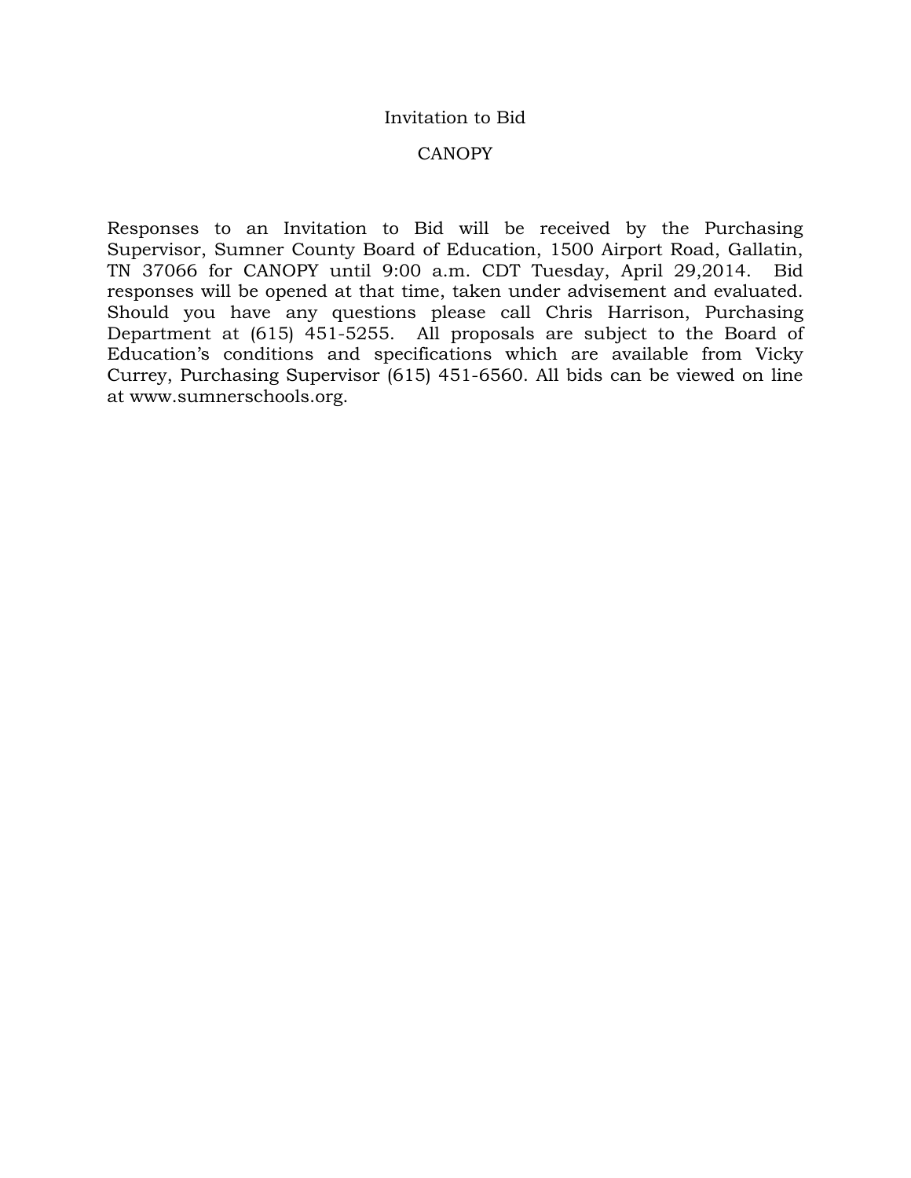# Invitation to Bid

## CANOPY

Responses to an Invitation to Bid will be received by the Purchasing Supervisor, Sumner County Board of Education, 1500 Airport Road, Gallatin, TN 37066 for CANOPY until 9:00 a.m. CDT Tuesday, April 29,2014. Bid responses will be opened at that time, taken under advisement and evaluated. Should you have any questions please call Chris Harrison, Purchasing Department at (615) 451-5255. All proposals are subject to the Board of Education's conditions and specifications which are available from Vicky Currey, Purchasing Supervisor (615) 451-6560. All bids can be viewed on line at www.sumnerschools.org.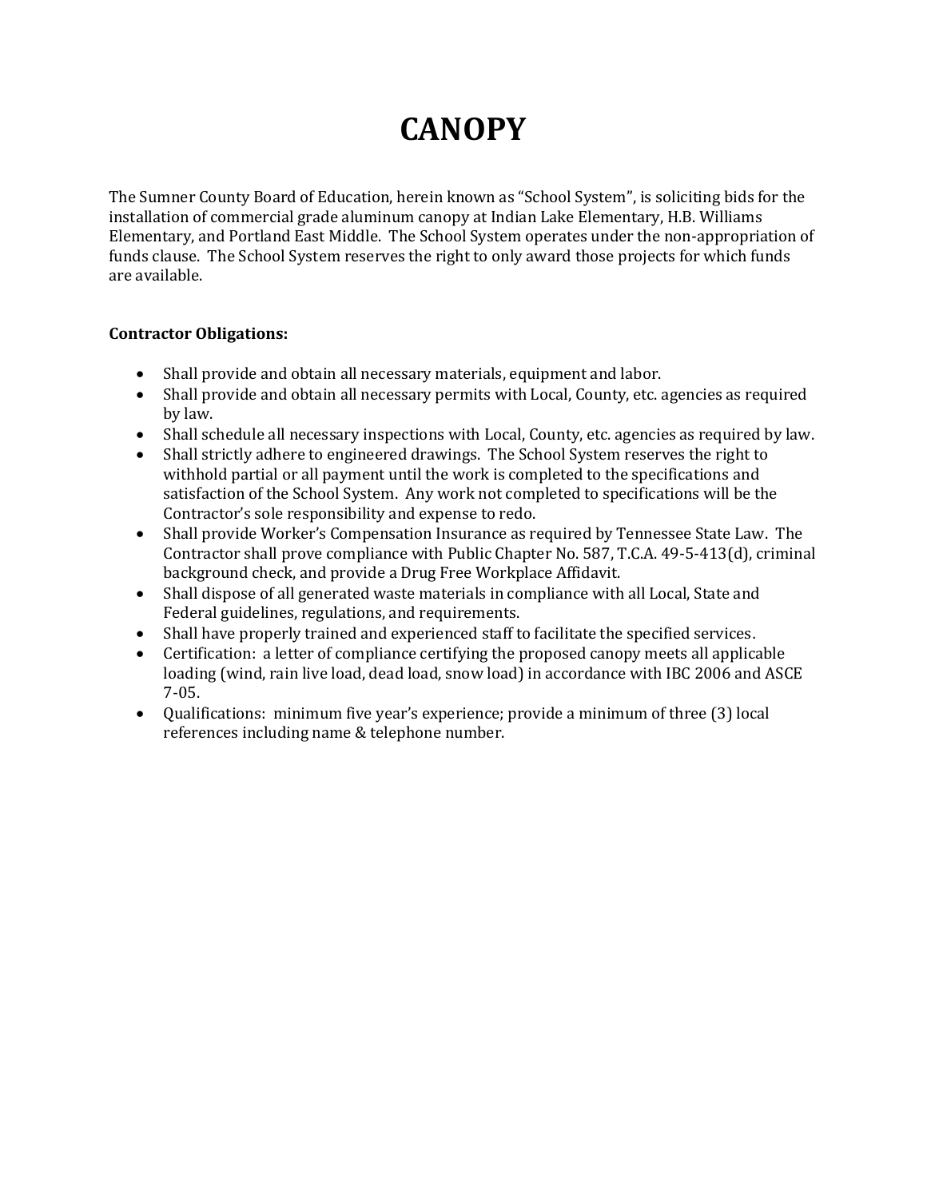# CANOPY

The Sumner County Board of Education, herein known as "School System", is soliciting bids for the installation of commercial grade aluminum canopy at Indian Lake Elementary, H.B. Williams Elementary, and Portland East Middle. The School System operates under the non-appropriation of funds clause. The School System reserves the right to only award those projects for which funds are available.

**Contractor Obligations:**

- Shall provide and obtain all necessary materials, equipment and labor.
- Shall provide and obtain all necessary permits with Local, County, etc. agencies as required by law.
- Shall schedule all necessary inspections with Local, County, etc. agencies as required by law.
- Shall strictly adhere to engineered drawings. The School System reserves the right to withhold partial or all payment until the work is completed to the specifications and satisfaction of the School System. Any work not completed to specifications will be the Contractor's sole responsibility and expense to redo.
- Shall provide Worker's Compensation Insurance as required by Tennessee State Law. The Contractor shall prove compliance with Public Chapter No. 587, T.C.A. 49-5-413(d), criminal background check, and provide a Drug Free Workplace Affidavit.
- Shall dispose of all generated waste materials in compliance with all Local, State and Federal guidelines, regulations, and requirements.
- Shall have properly trained and experienced staff to facilitate the specified services.
- Certification: a letter of compliance certifying the proposed canopy meets all applicable loading (wind, rain live load, dead load, snow load) in accordance with IBC 2006 and ASCE 7-05.
- Qualifications: minimum five year's experience; provide a minimum of three (3) local references including name & telephone number.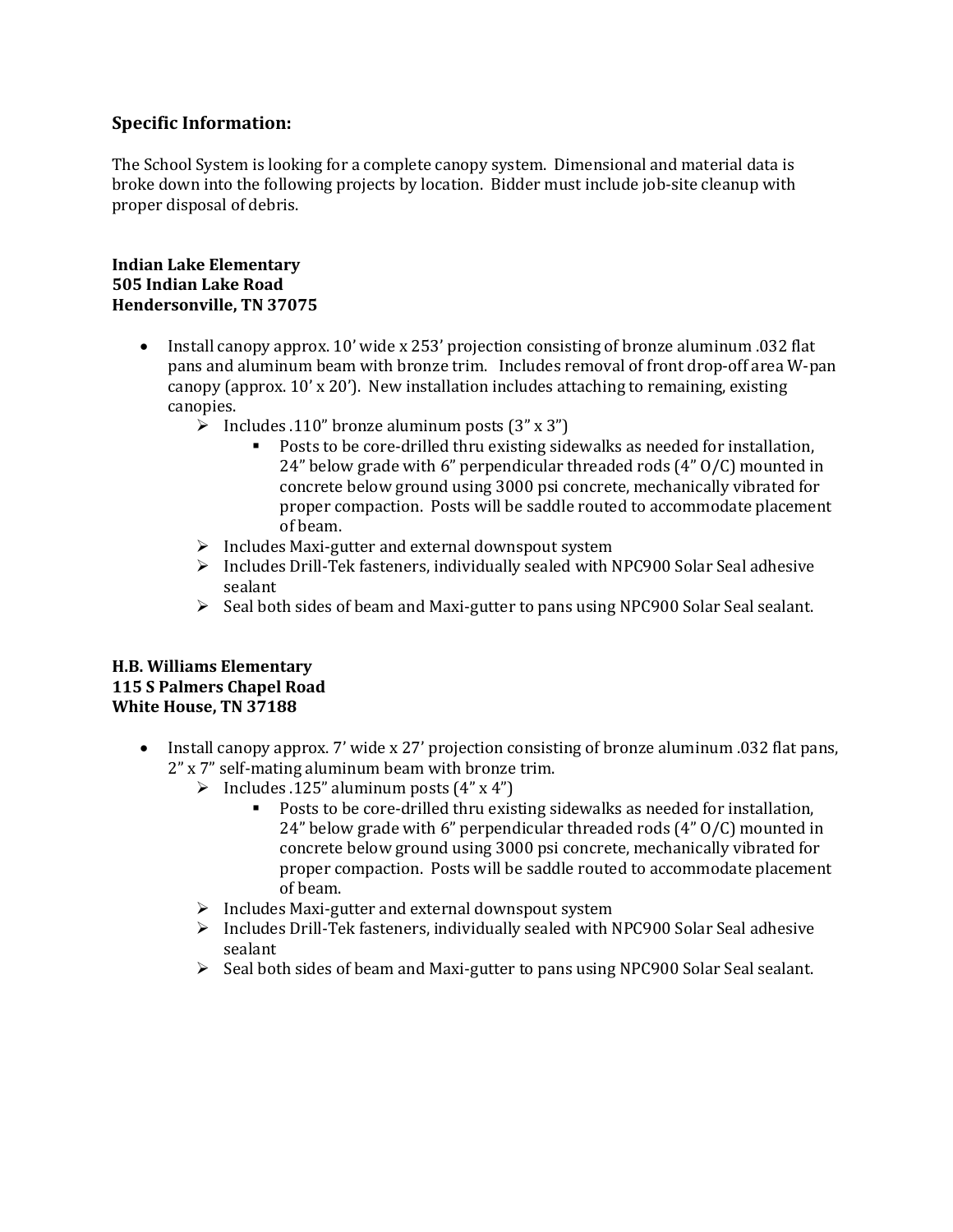### Specific Information:

The School System is looking for a complete canopy system. Dimensional and material data is broke down into the following projects by location. Bidder must include job-site cleanup with proper disposal of debris.

**Indian Lake Elementary**
**505 Indian Lake Road**
**Hendersonville, TN 37075**

- Install canopy approx. 10' wide x 253' projection consisting of bronze aluminum .032 flat pans and aluminum beam with bronze trim. Includes removal of front drop-off area W-pan canopy (approx. 10' x 20'). New installation includes attaching to remaining, existing canopies.
  - Includes .110" bronze aluminum posts (3" x 3")
    - Posts to be core-drilled thru existing sidewalks as needed for installation, 24" below grade with 6" perpendicular threaded rods (4" O/C) mounted in concrete below ground using 3000 psi concrete, mechanically vibrated for proper compaction. Posts will be saddle routed to accommodate placement of beam.
  - Includes Maxi-gutter and external downspout system
  - Includes Drill-Tek fasteners, individually sealed with NPC900 Solar Seal adhesive sealant
  - Seal both sides of beam and Maxi-gutter to pans using NPC900 Solar Seal sealant.

**H.B. Williams Elementary**
**115 S Palmers Chapel Road**
**White House, TN 37188**

- Install canopy approx. 7' wide x 27' projection consisting of bronze aluminum .032 flat pans, 2" x 7" self-mating aluminum beam with bronze trim.
  - Includes .125" aluminum posts (4" x 4")
    - Posts to be core-drilled thru existing sidewalks as needed for installation, 24" below grade with 6" perpendicular threaded rods (4" O/C) mounted in concrete below ground using 3000 psi concrete, mechanically vibrated for proper compaction. Posts will be saddle routed to accommodate placement of beam.
  - Includes Maxi-gutter and external downspout system
  - Includes Drill-Tek fasteners, individually sealed with NPC900 Solar Seal adhesive sealant
  - Seal both sides of beam and Maxi-gutter to pans using NPC900 Solar Seal sealant.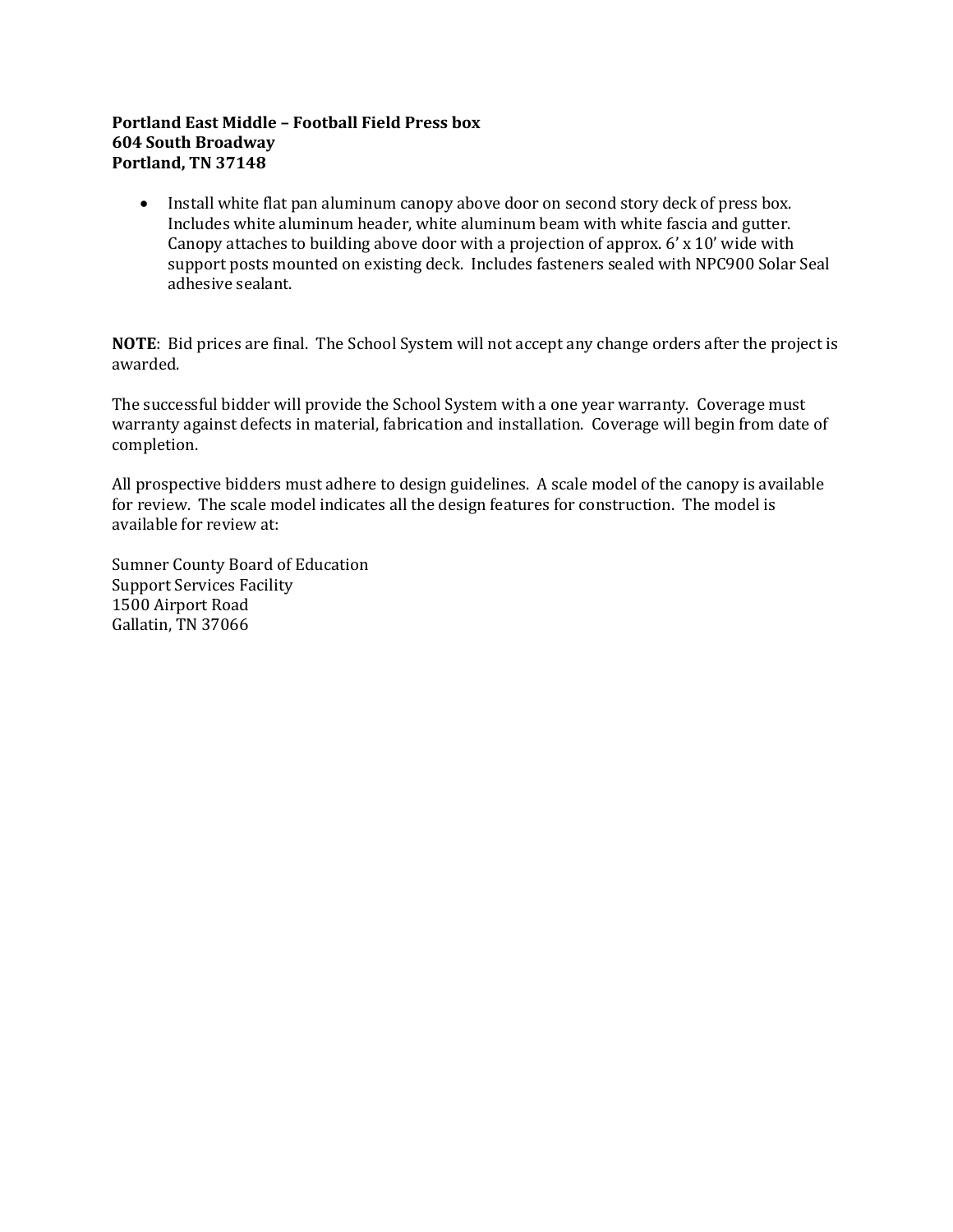**Portland East Middle – Football Field Press box**
**604 South Broadway**
**Portland, TN 37148**

- Install white flat pan aluminum canopy above door on second story deck of press box. Includes white aluminum header, white aluminum beam with white fascia and gutter. Canopy attaches to building above door with a projection of approx. 6' x 10' wide with support posts mounted on existing deck. Includes fasteners sealed with NPC900 Solar Seal adhesive sealant.

**NOTE**: Bid prices are final. The School System will not accept any change orders after the project is awarded.

The successful bidder will provide the School System with a one year warranty. Coverage must warranty against defects in material, fabrication and installation. Coverage will begin from date of completion.

All prospective bidders must adhere to design guidelines. A scale model of the canopy is available for review. The scale model indicates all the design features for construction. The model is available for review at:

Sumner County Board of Education
Support Services Facility
1500 Airport Road
Gallatin, TN 37066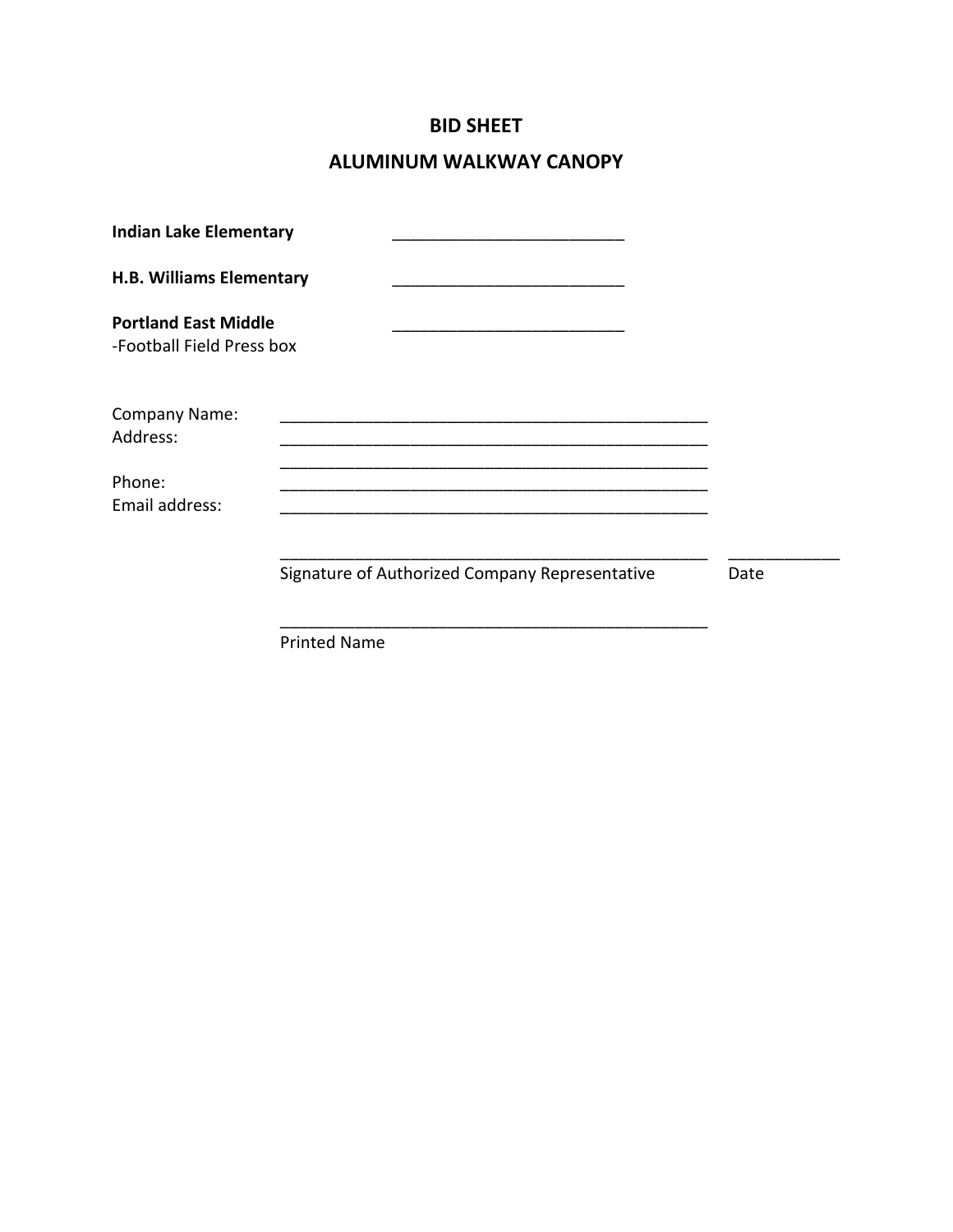# BID SHEET

## ALUMINUM WALKWAY CANOPY

**Indian Lake Elementary** _________________________

**H.B. Williams Elementary** _________________________

**Portland East Middle** _________________________
-Football Field Press box

Company Name: _______________________________________________
Address: _______________________________________________
_______________________________________________
Phone: _______________________________________________
Email address: _______________________________________________

_______________________________________________ ____________
Signature of Authorized Company Representative Date

_______________________________________________
Printed Name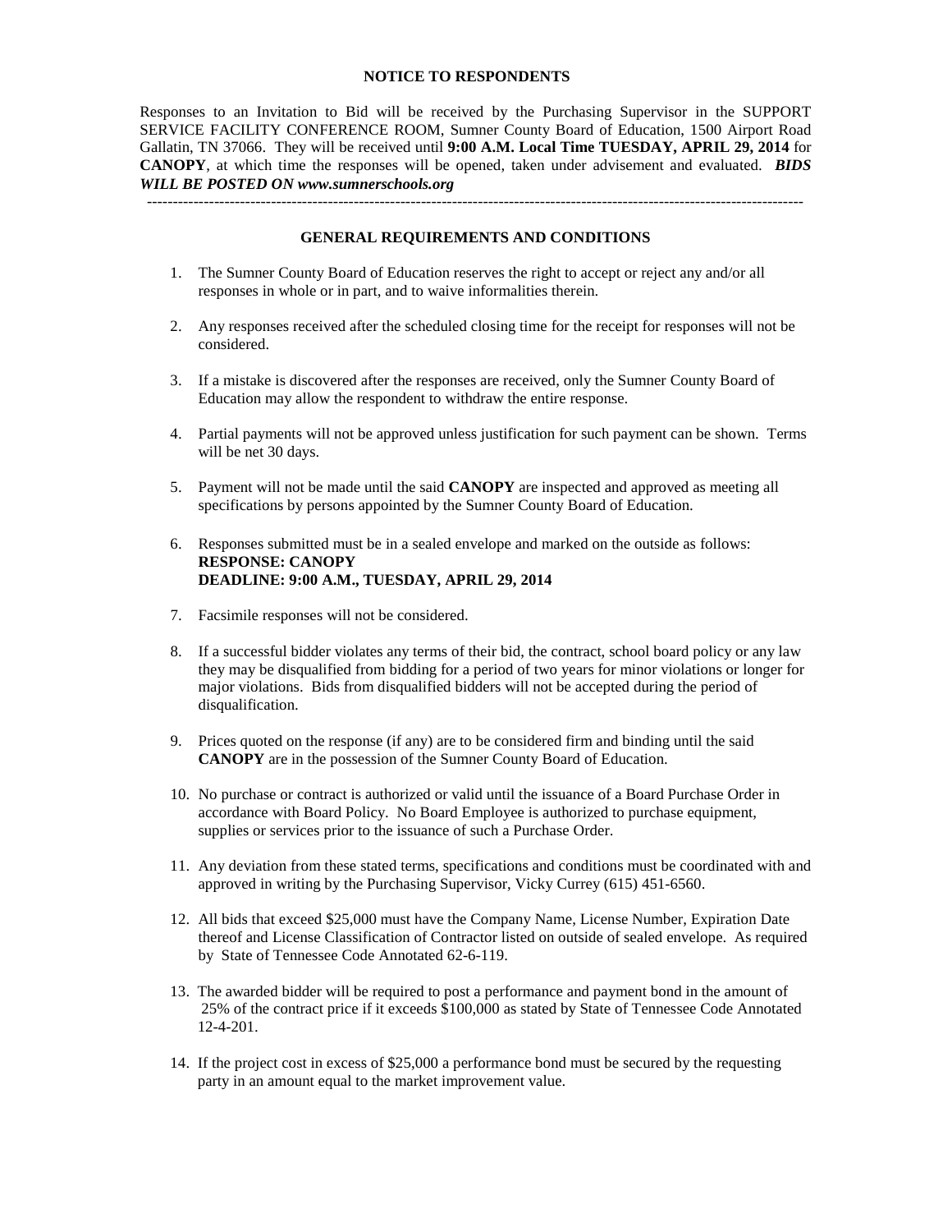## NOTICE TO RESPONDENTS

Responses to an Invitation to Bid will be received by the Purchasing Supervisor in the SUPPORT SERVICE FACILITY CONFERENCE ROOM, Sumner County Board of Education, 1500 Airport Road Gallatin, TN 37066. They will be received until **9:00 A.M. Local Time TUESDAY, APRIL 29, 2014** for **CANOPY**, at which time the responses will be opened, taken under advisement and evaluated. ***BIDS WILL BE POSTED ON www.sumnerschools.org***

---

## GENERAL REQUIREMENTS AND CONDITIONS

1. The Sumner County Board of Education reserves the right to accept or reject any and/or all responses in whole or in part, and to waive informalities therein.

2. Any responses received after the scheduled closing time for the receipt for responses will not be considered.

3. If a mistake is discovered after the responses are received, only the Sumner County Board of Education may allow the respondent to withdraw the entire response.

4. Partial payments will not be approved unless justification for such payment can be shown. Terms will be net 30 days.

5. Payment will not be made until the said **CANOPY** are inspected and approved as meeting all specifications by persons appointed by the Sumner County Board of Education.

6. Responses submitted must be in a sealed envelope and marked on the outside as follows:
   **RESPONSE: CANOPY**
   **DEADLINE: 9:00 A.M., TUESDAY, APRIL 29, 2014**

7. Facsimile responses will not be considered.

8. If a successful bidder violates any terms of their bid, the contract, school board policy or any law they may be disqualified from bidding for a period of two years for minor violations or longer for major violations. Bids from disqualified bidders will not be accepted during the period of disqualification.

9. Prices quoted on the response (if any) are to be considered firm and binding until the said **CANOPY** are in the possession of the Sumner County Board of Education.

10. No purchase or contract is authorized or valid until the issuance of a Board Purchase Order in accordance with Board Policy. No Board Employee is authorized to purchase equipment, supplies or services prior to the issuance of such a Purchase Order.

11. Any deviation from these stated terms, specifications and conditions must be coordinated with and approved in writing by the Purchasing Supervisor, Vicky Currey (615) 451-6560.

12. All bids that exceed $25,000 must have the Company Name, License Number, Expiration Date thereof and License Classification of Contractor listed on outside of sealed envelope. As required by State of Tennessee Code Annotated 62-6-119.

13. The awarded bidder will be required to post a performance and payment bond in the amount of 25% of the contract price if it exceeds $100,000 as stated by State of Tennessee Code Annotated 12-4-201.

14. If the project cost in excess of $25,000 a performance bond must be secured by the requesting party in an amount equal to the market improvement value.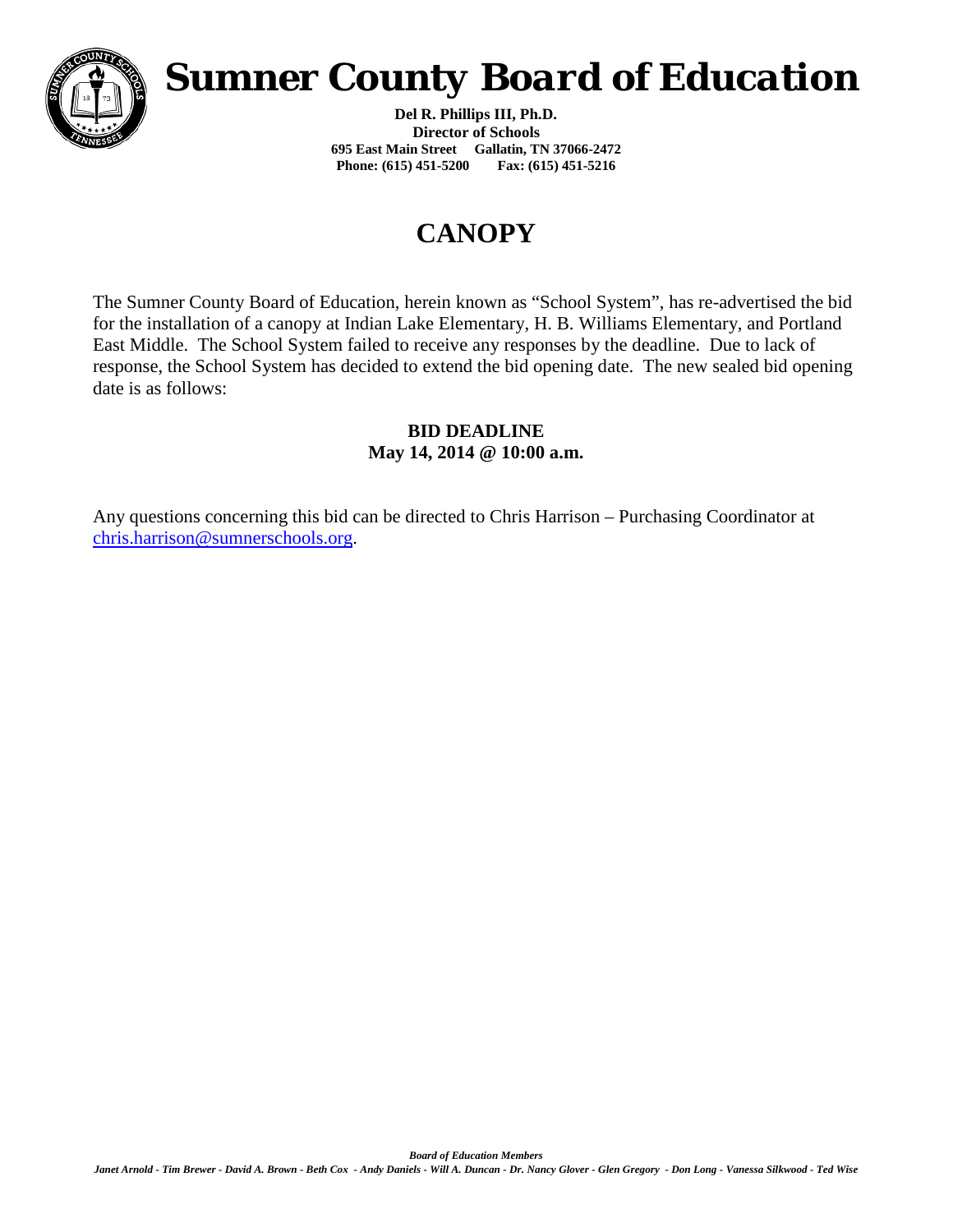# Sumner County Board of Education

**Del R. Phillips III, Ph.D.**
**Director of Schools**
**695 East Main Street Gallatin, TN 37066-2472**
**Phone: (615) 451-5200 Fax: (615) 451-5216**

## CANOPY

The Sumner County Board of Education, herein known as "School System", has re-advertised the bid for the installation of a canopy at Indian Lake Elementary, H. B. Williams Elementary, and Portland East Middle. The School System failed to receive any responses by the deadline. Due to lack of response, the School System has decided to extend the bid opening date. The new sealed bid opening date is as follows:

**BID DEADLINE**
**May 14, 2014 @ 10:00 a.m.**

Any questions concerning this bid can be directed to Chris Harrison – Purchasing Coordinator at chris.harrison@sumnerschools.org.

***Board of Education Members***
***Janet Arnold - Tim Brewer - David A. Brown - Beth Cox - Andy Daniels - Will A. Duncan - Dr. Nancy Glover - Glen Gregory - Don Long - Vanessa Silkwood - Ted Wise***